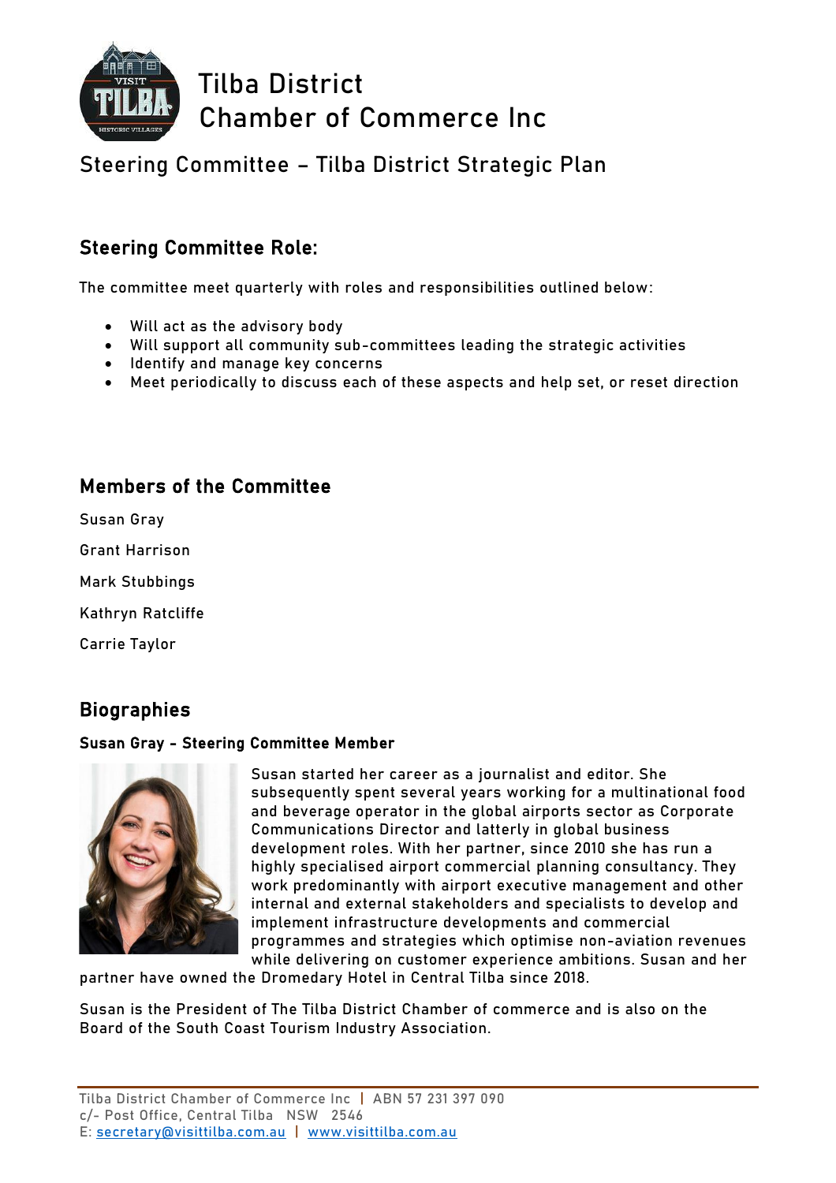# Tilba District Chamber of Commerce Inc

## Steering Committee – Tilba District Strategic Plan

### Steering Committee Role:

The committee meet quarterly with roles and responsibilities outlined below:

- Will act as the advisory body
- Will support all community sub-committees leading the strategic activities
- Identify and manage key concerns
- Meet periodically to discuss each of these aspects and help set, or reset direction

### Members of the Committee

Susan Gray

Grant Harrison

Mark Stubbings

Kathryn Ratcliffe

Carrie Taylor

### Biographies

**Susan Gray - Steering Committee Member**

Susan started her career as a journalist and editor. She subsequently spent several years working for a multinational food and beverage operator in the global airports sector as Corporate Communications Director and latterly in global business development roles. With her partner, since 2010 she has run a highly specialised airport commercial planning consultancy. They work predominantly with airport executive management and other internal and external stakeholders and specialists to develop and implement infrastructure developments and commercial programmes and strategies which optimise non-aviation revenues while delivering on customer experience ambitions. Susan and her partner have owned the Dromedary Hotel in Central Tilba since 2018.

Susan is the President of The Tilba District Chamber of commerce and is also on the Board of the South Coast Tourism Industry Association.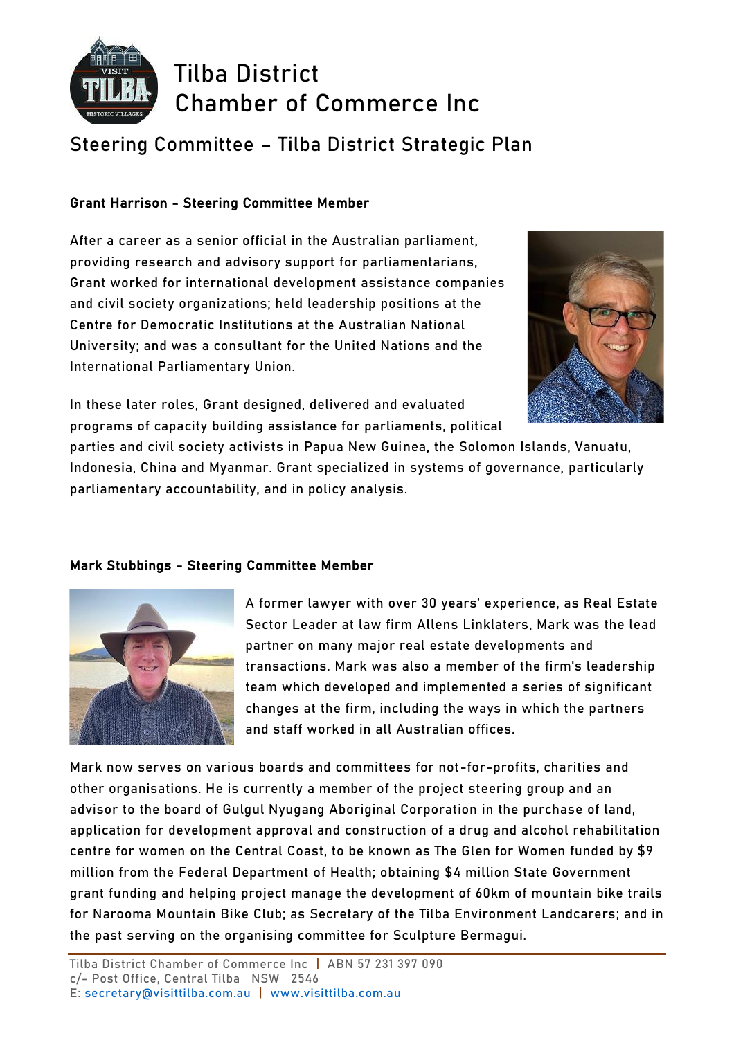# Tilba District Chamber of Commerce Inc

## Steering Committee – Tilba District Strategic Plan

**Grant Harrison - Steering Committee Member**

After a career as a senior official in the Australian parliament, providing research and advisory support for parliamentarians, Grant worked for international development assistance companies and civil society organizations; held leadership positions at the Centre for Democratic Institutions at the Australian National University; and was a consultant for the United Nations and the International Parliamentary Union.

In these later roles, Grant designed, delivered and evaluated programs of capacity building assistance for parliaments, political parties and civil society activists in Papua New Guinea, the Solomon Islands, Vanuatu, Indonesia, China and Myanmar. Grant specialized in systems of governance, particularly parliamentary accountability, and in policy analysis.

**Mark Stubbings - Steering Committee Member**

A former lawyer with over 30 years' experience, as Real Estate Sector Leader at law firm Allens Linklaters, Mark was the lead partner on many major real estate developments and transactions. Mark was also a member of the firm's leadership team which developed and implemented a series of significant changes at the firm, including the ways in which the partners and staff worked in all Australian offices.

Mark now serves on various boards and committees for not-for-profits, charities and other organisations. He is currently a member of the project steering group and an advisor to the board of Gulgul Nyugang Aboriginal Corporation in the purchase of land, application for development approval and construction of a drug and alcohol rehabilitation centre for women on the Central Coast, to be known as The Glen for Women funded by $9 million from the Federal Department of Health; obtaining $4 million State Government grant funding and helping project manage the development of 60km of mountain bike trails for Narooma Mountain Bike Club; as Secretary of the Tilba Environment Landcarers; and in the past serving on the organising committee for Sculpture Bermagui.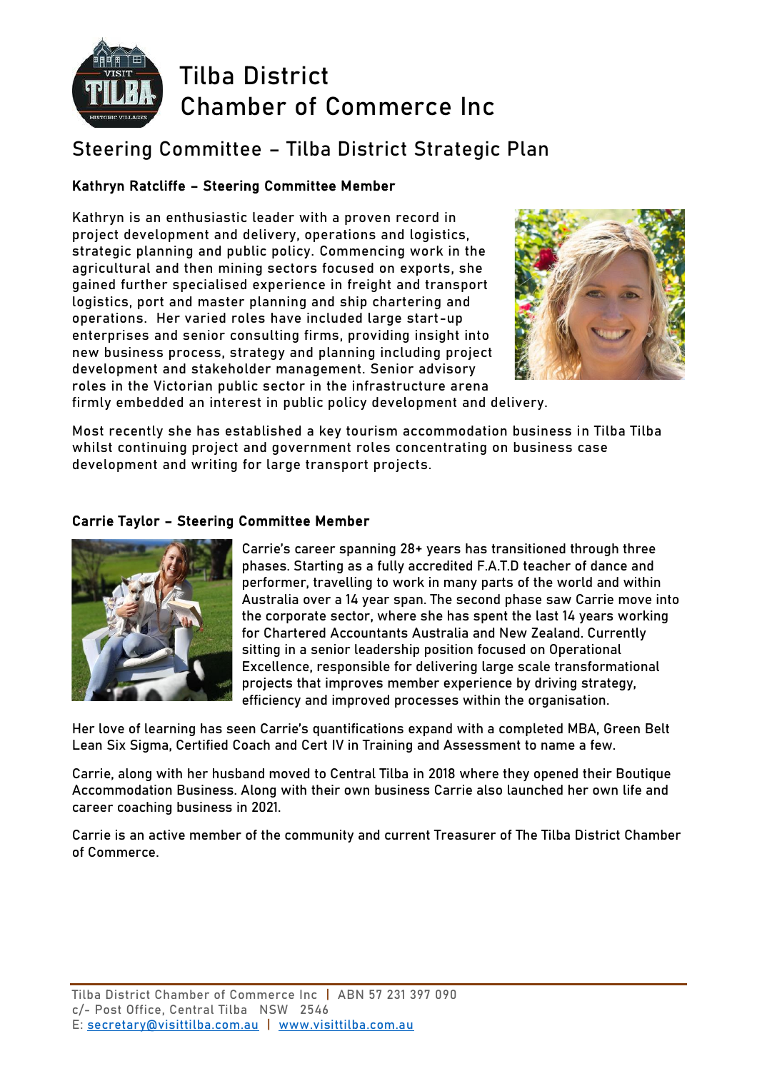# Tilba District Chamber of Commerce Inc

## Steering Committee – Tilba District Strategic Plan

### Kathryn Ratcliffe – Steering Committee Member

Kathryn is an enthusiastic leader with a proven record in project development and delivery, operations and logistics, strategic planning and public policy. Commencing work in the agricultural and then mining sectors focused on exports, she gained further specialised experience in freight and transport logistics, port and master planning and ship chartering and operations. Her varied roles have included large start-up enterprises and senior consulting firms, providing insight into new business process, strategy and planning including project development and stakeholder management. Senior advisory roles in the Victorian public sector in the infrastructure arena firmly embedded an interest in public policy development and delivery.

Most recently she has established a key tourism accommodation business in Tilba Tilba whilst continuing project and government roles concentrating on business case development and writing for large transport projects.

### Carrie Taylor – Steering Committee Member

Carrie's career spanning 28+ years has transitioned through three phases. Starting as a fully accredited F.A.T.D teacher of dance and performer, travelling to work in many parts of the world and within Australia over a 14 year span. The second phase saw Carrie move into the corporate sector, where she has spent the last 14 years working for Chartered Accountants Australia and New Zealand. Currently sitting in a senior leadership position focused on Operational Excellence, responsible for delivering large scale transformational projects that improves member experience by driving strategy, efficiency and improved processes within the organisation.

Her love of learning has seen Carrie's quantifications expand with a completed MBA, Green Belt Lean Six Sigma, Certified Coach and Cert IV in Training and Assessment to name a few.

Carrie, along with her husband moved to Central Tilba in 2018 where they opened their Boutique Accommodation Business. Along with their own business Carrie also launched her own life and career coaching business in 2021.

Carrie is an active member of the community and current Treasurer of The Tilba District Chamber of Commerce.